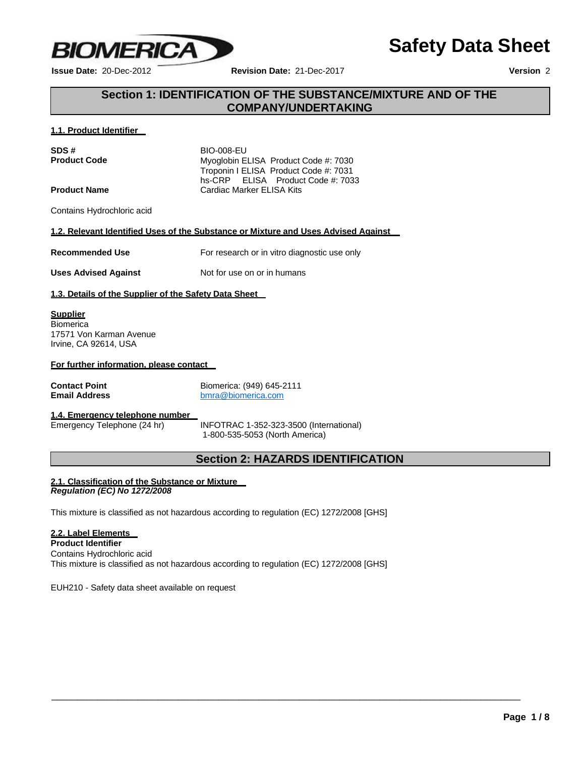**BIOMERICA**

# Safety Data Sheet

**Issue Date:** 20-Dec-2012 **Revision Date:** 21-Dec-2017 **Version** 2

## Section 1: IDENTIFICATION OF THE SUBSTANCE/MIXTURE AND OF THE COMPANY/UNDERTAKING

### 1.1. Product Identifier

| | |
|---|---|
| **SDS #** | BIO-008-EU |
| **Product Code** | Myoglobin ELISA Product Code #: 7030<br>Troponin I ELISA Product Code #: 7031<br>hs-CRP ELISA Product Code #: 7033 |
| **Product Name** | Cardiac Marker ELISA Kits |

Contains Hydrochloric acid

### 1.2. Relevant Identified Uses of the Substance or Mixture and Uses Advised Against

| | |
|---|---|
| **Recommended Use** | For research or in vitro diagnostic use only |
| **Uses Advised Against** | Not for use on or in humans |

### 1.3. Details of the Supplier of the Safety Data Sheet

**Supplier**
Biomerica
17571 Von Karman Avenue
Irvine, CA 92614, USA

**For further information, please contact**

| | |
|---|---|
| **Contact Point** | Biomerica: (949) 645-2111 |
| **Email Address** | bmra@biomerica.com |

### 1.4. Emergency telephone number

Emergency Telephone (24 hr) INFOTRAC 1-352-323-3500 (International)
1-800-535-5053 (North America)

## Section 2: HAZARDS IDENTIFICATION

### 2.1. Classification of the Substance or Mixture

***Regulation (EC) No 1272/2008***

This mixture is classified as not hazardous according to regulation (EC) 1272/2008 [GHS]

### 2.2. Label Elements

**Product Identifier**
Contains Hydrochloric acid
This mixture is classified as not hazardous according to regulation (EC) 1272/2008 [GHS]

EUH210 - Safety data sheet available on request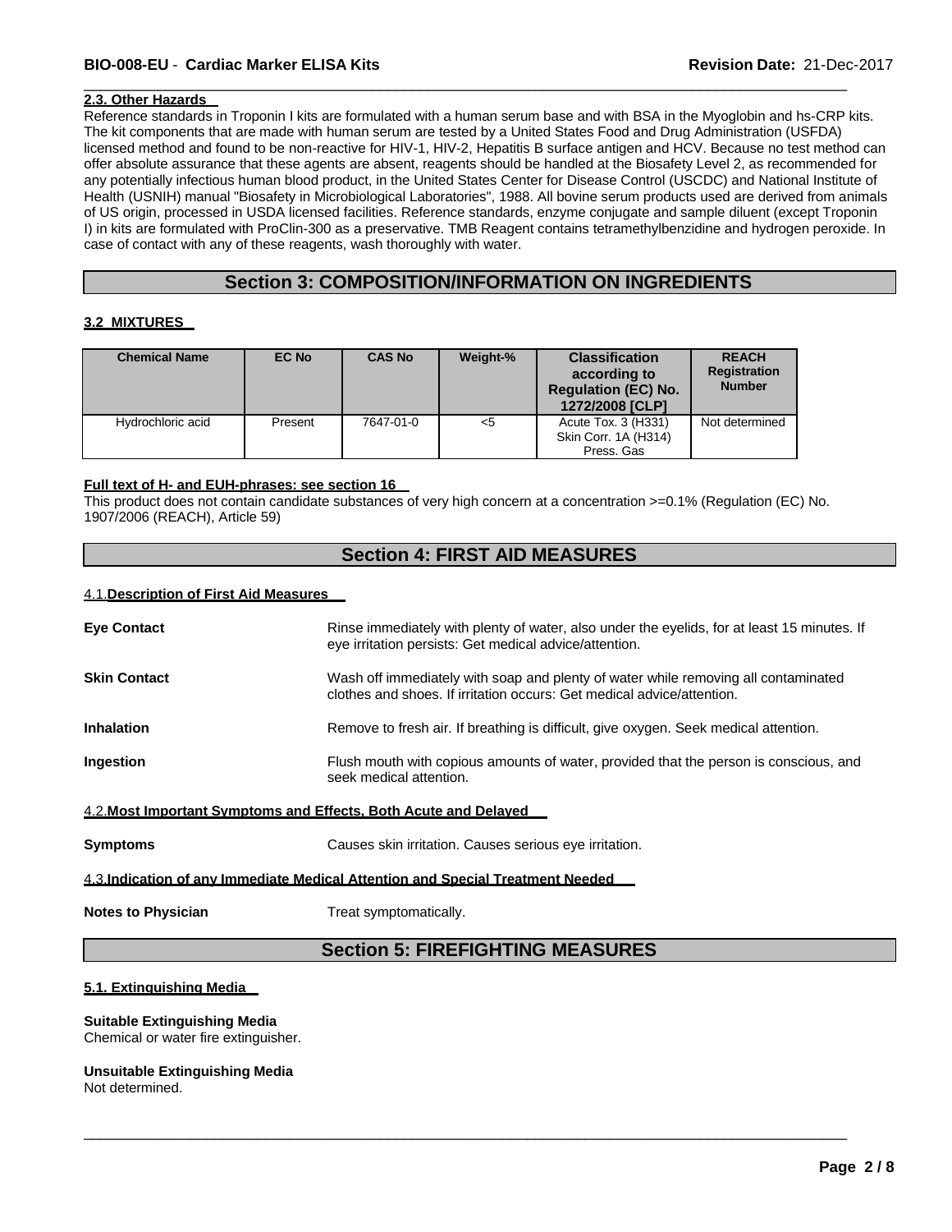### 2.3. Other Hazards

Reference standards in Troponin I kits are formulated with a human serum base and with BSA in the Myoglobin and hs-CRP kits. The kit components that are made with human serum are tested by a United States Food and Drug Administration (USFDA) licensed method and found to be non-reactive for HIV-1, HIV-2, Hepatitis B surface antigen and HCV. Because no test method can offer absolute assurance that these agents are absent, reagents should be handled at the Biosafety Level 2, as recommended for any potentially infectious human blood product, in the United States Center for Disease Control (USCDC) and National Institute of Health (USNIH) manual "Biosafety in Microbiological Laboratories", 1988. All bovine serum products used are derived from animals of US origin, processed in USDA licensed facilities. Reference standards, enzyme conjugate and sample diluent (except Troponin I) in kits are formulated with ProClin-300 as a preservative. TMB Reagent contains tetramethylbenzidine and hydrogen peroxide. In case of contact with any of these reagents, wash thoroughly with water.

## Section 3: COMPOSITION/INFORMATION ON INGREDIENTS

### 3.2 MIXTURES

| Chemical Name | EC No | CAS No | Weight-% | Classification according to Regulation (EC) No. 1272/2008 [CLP] | REACH Registration Number |
|---|---|---|---|---|---|
| Hydrochloric acid | Present | 7647-01-0 | <5 | Acute Tox. 3 (H331) Skin Corr. 1A (H314) Press. Gas | Not determined |

**Full text of H- and EUH-phrases: see section 16**

This product does not contain candidate substances of very high concern at a concentration >=0.1% (Regulation (EC) No. 1907/2006 (REACH), Article 59)

## Section 4: FIRST AID MEASURES

### 4.1. Description of First Aid Measures

**Eye Contact**
Rinse immediately with plenty of water, also under the eyelids, for at least 15 minutes. If eye irritation persists: Get medical advice/attention.

**Skin Contact**
Wash off immediately with soap and plenty of water while removing all contaminated clothes and shoes. If irritation occurs: Get medical advice/attention.

**Inhalation**
Remove to fresh air. If breathing is difficult, give oxygen. Seek medical attention.

**Ingestion**
Flush mouth with copious amounts of water, provided that the person is conscious, and seek medical attention.

### 4.2. Most Important Symptoms and Effects, Both Acute and Delayed

**Symptoms**
Causes skin irritation. Causes serious eye irritation.

### 4.3. Indication of any Immediate Medical Attention and Special Treatment Needed

**Notes to Physician**
Treat symptomatically.

## Section 5: FIREFIGHTING MEASURES

### 5.1. Extinguishing Media

**Suitable Extinguishing Media**
Chemical or water fire extinguisher.

**Unsuitable Extinguishing Media**
Not determined.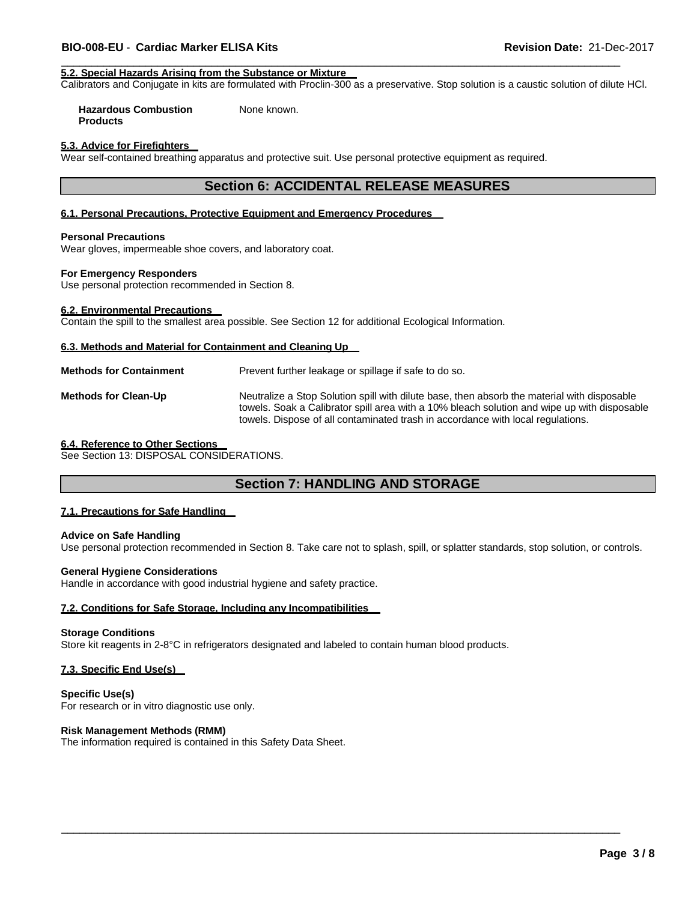#### 5.2. Special Hazards Arising from the Substance or Mixture

Calibrators and Conjugate in kits are formulated with Proclin-300 as a preservative. Stop solution is a caustic solution of dilute HCl.

| | |
|---|---|
| **Hazardous Combustion Products** | None known. |

#### 5.3. Advice for Firefighters

Wear self-contained breathing apparatus and protective suit. Use personal protective equipment as required.

## Section 6: ACCIDENTAL RELEASE MEASURES

#### 6.1. Personal Precautions, Protective Equipment and Emergency Procedures

**Personal Precautions**

Wear gloves, impermeable shoe covers, and laboratory coat.

**For Emergency Responders**

Use personal protection recommended in Section 8.

#### 6.2. Environmental Precautions

Contain the spill to the smallest area possible. See Section 12 for additional Ecological Information.

#### 6.3. Methods and Material for Containment and Cleaning Up

| | |
|---|---|
| **Methods for Containment** | Prevent further leakage or spillage if safe to do so. |
| **Methods for Clean-Up** | Neutralize a Stop Solution spill with dilute base, then absorb the material with disposable towels. Soak a Calibrator spill area with a 10% bleach solution and wipe up with disposable towels. Dispose of all contaminated trash in accordance with local regulations. |

#### 6.4. Reference to Other Sections

See Section 13: DISPOSAL CONSIDERATIONS.

## Section 7: HANDLING AND STORAGE

#### 7.1. Precautions for Safe Handling

**Advice on Safe Handling**

Use personal protection recommended in Section 8. Take care not to splash, spill, or splatter standards, stop solution, or controls.

**General Hygiene Considerations**

Handle in accordance with good industrial hygiene and safety practice.

#### 7.2. Conditions for Safe Storage, Including any Incompatibilities

**Storage Conditions**

Store kit reagents in 2-8°C in refrigerators designated and labeled to contain human blood products.

#### 7.3. Specific End Use(s)

**Specific Use(s)**

For research or in vitro diagnostic use only.

**Risk Management Methods (RMM)**

The information required is contained in this Safety Data Sheet.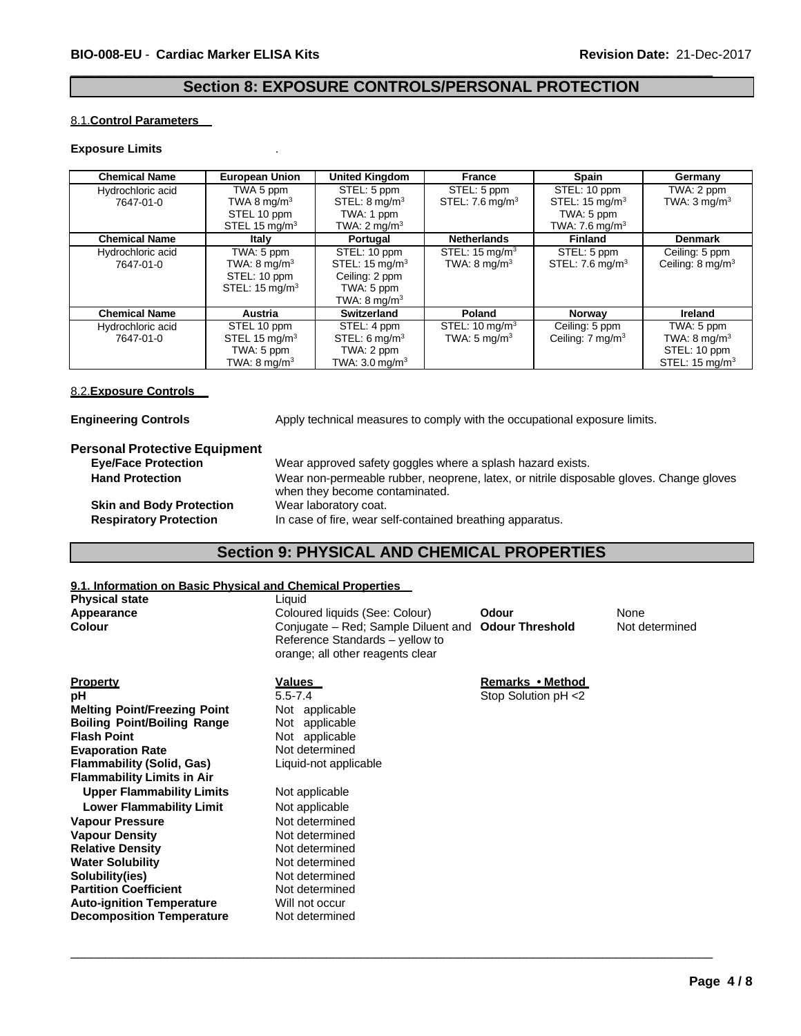## Section 8: EXPOSURE CONTROLS/PERSONAL PROTECTION

### 8.1. Control Parameters

**Exposure Limits** .

| Chemical Name | European Union | United Kingdom | France | Spain | Germany |
|---|---|---|---|---|---|
| Hydrochloric acid 7647-01-0 | TWA 5 ppm TWA 8 mg/m³ STEL 10 ppm STEL 15 mg/m³ | STEL: 5 ppm STEL: 8 mg/m³ TWA: 1 ppm TWA: 2 mg/m³ | STEL: 5 ppm STEL: 7.6 mg/m³ | STEL: 10 ppm STEL: 15 mg/m³ TWA: 5 ppm TWA: 7.6 mg/m³ | TWA: 2 ppm TWA: 3 mg/m³ |
| **Chemical Name** | **Italy** | **Portugal** | **Netherlands** | **Finland** | **Denmark** |
| Hydrochloric acid 7647-01-0 | TWA: 5 ppm TWA: 8 mg/m³ STEL: 10 ppm STEL: 15 mg/m³ | STEL: 10 ppm STEL: 15 mg/m³ Ceiling: 2 ppm TWA: 5 ppm TWA: 8 mg/m³ | STEL: 15 mg/m³ TWA: 8 mg/m³ | STEL: 5 ppm STEL: 7.6 mg/m³ | Ceiling: 5 ppm Ceiling: 8 mg/m³ |
| **Chemical Name** | **Austria** | **Switzerland** | **Poland** | **Norway** | **Ireland** |
| Hydrochloric acid 7647-01-0 | STEL 10 ppm STEL 15 mg/m³ TWA: 5 ppm TWA: 8 mg/m³ | STEL: 4 ppm STEL: 6 mg/m³ TWA: 2 ppm TWA: 3.0 mg/m³ | STEL: 10 mg/m³ TWA: 5 mg/m³ | Ceiling: 5 ppm Ceiling: 7 mg/m³ | TWA: 5 ppm TWA: 8 mg/m³ STEL: 10 ppm STEL: 15 mg/m³ |

### 8.2. Exposure Controls

**Engineering Controls** Apply technical measures to comply with the occupational exposure limits.

**Personal Protective Equipment**

**Eye/Face Protection** Wear approved safety goggles where a splash hazard exists.

**Hand Protection** Wear non-permeable rubber, neoprene, latex, or nitrile disposable gloves. Change gloves when they become contaminated.

**Skin and Body Protection** Wear laboratory coat.

**Respiratory Protection** In case of fire, wear self-contained breathing apparatus.

## Section 9: PHYSICAL AND CHEMICAL PROPERTIES

### 9.1. Information on Basic Physical and Chemical Properties

**Physical state** Liquid

**Appearance** Coloured liquids (See: Colour)

**Colour** Conjugate – Red; Sample Diluent and Reference Standards – yellow to orange; all other reagents clear

**Odour** None

**Odour Threshold** Not determined

| Property | Values | Remarks • Method |
|---|---|---|
| **pH** | 5.5-7.4 | Stop Solution pH <2 |
| **Melting Point/Freezing Point** | Not applicable | |
| **Boiling Point/Boiling Range** | Not applicable | |
| **Flash Point** | Not applicable | |
| **Evaporation Rate** | Not determined | |
| **Flammability (Solid, Gas)** | Liquid-not applicable | |
| **Flammability Limits in Air** | | |
| **Upper Flammability Limits** | Not applicable | |
| **Lower Flammability Limit** | Not applicable | |
| **Vapour Pressure** | Not determined | |
| **Vapour Density** | Not determined | |
| **Relative Density** | Not determined | |
| **Water Solubility** | Not determined | |
| **Solubility(ies)** | Not determined | |
| **Partition Coefficient** | Not determined | |
| **Auto-ignition Temperature** | Will not occur | |
| **Decomposition Temperature** | Not determined | |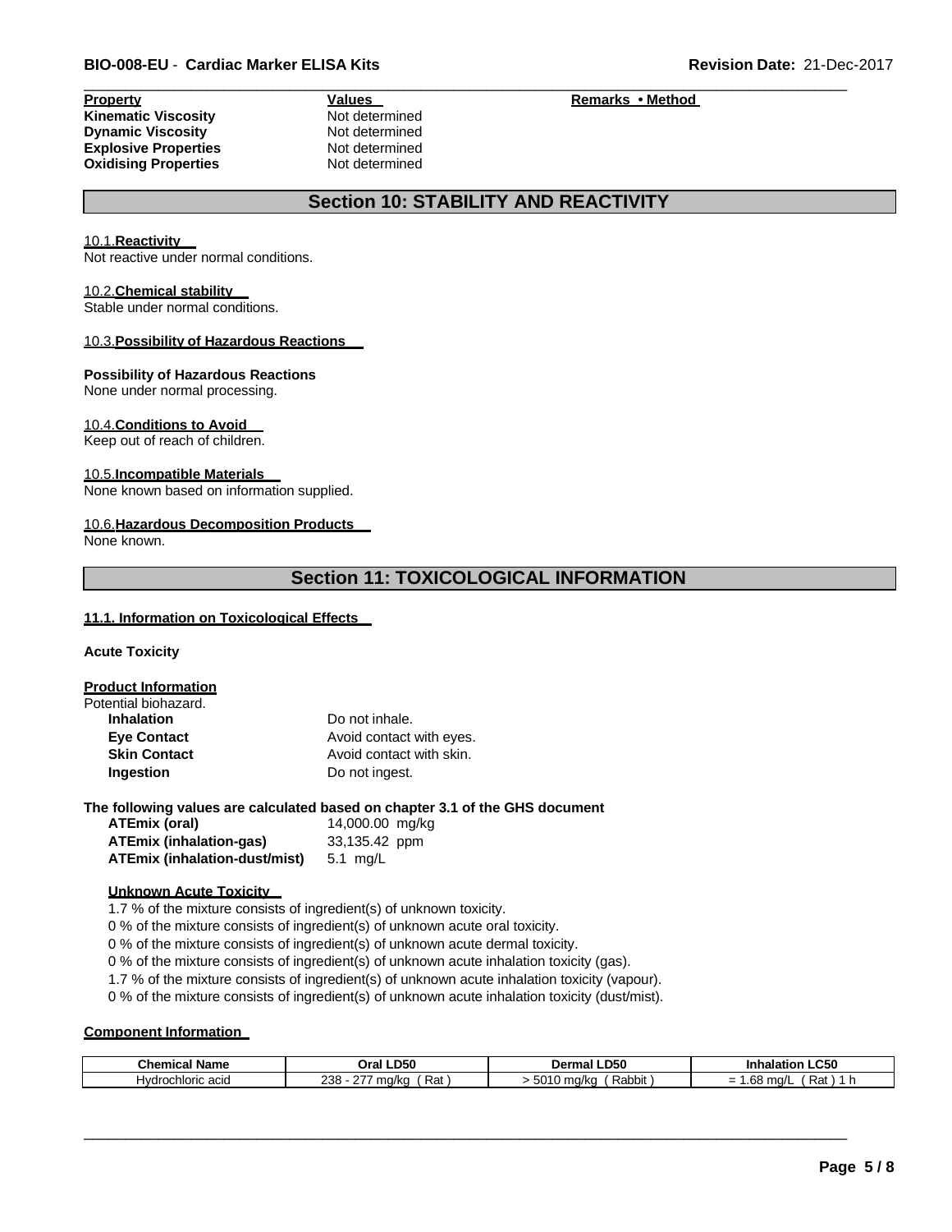| Property | Values | Remarks • Method |
|---|---|---|
| **Kinematic Viscosity** | Not determined | |
| **Dynamic Viscosity** | Not determined | |
| **Explosive Properties** | Not determined | |
| **Oxidising Properties** | Not determined | |

## Section 10: STABILITY AND REACTIVITY

10.1.**Reactivity**

Not reactive under normal conditions.

10.2.**Chemical stability**

Stable under normal conditions.

10.3.**Possibility of Hazardous Reactions**

**Possibility of Hazardous Reactions**

None under normal processing.

10.4.**Conditions to Avoid**

Keep out of reach of children.

10.5.**Incompatible Materials**

None known based on information supplied.

10.6.**Hazardous Decomposition Products**

None known.

## Section 11: TOXICOLOGICAL INFORMATION

**11.1. Information on Toxicological Effects**

**Acute Toxicity**

**Product Information**

Potential biohazard.

| | |
|---|---|
| **Inhalation** | Do not inhale. |
| **Eye Contact** | Avoid contact with eyes. |
| **Skin Contact** | Avoid contact with skin. |
| **Ingestion** | Do not ingest. |

**The following values are calculated based on chapter 3.1 of the GHS document**

| | |
|---|---|
| **ATEmix (oral)** | 14,000.00 mg/kg |
| **ATEmix (inhalation-gas)** | 33,135.42 ppm |
| **ATEmix (inhalation-dust/mist)** | 5.1 mg/L |

**Unknown Acute Toxicity**

1.7 % of the mixture consists of ingredient(s) of unknown toxicity.

0 % of the mixture consists of ingredient(s) of unknown acute oral toxicity.

0 % of the mixture consists of ingredient(s) of unknown acute dermal toxicity.

0 % of the mixture consists of ingredient(s) of unknown acute inhalation toxicity (gas).

1.7 % of the mixture consists of ingredient(s) of unknown acute inhalation toxicity (vapour).

0 % of the mixture consists of ingredient(s) of unknown acute inhalation toxicity (dust/mist).

**Component Information**

| Chemical Name | Oral LD50 | Dermal LD50 | Inhalation LC50 |
|---|---|---|---|
| Hydrochloric acid | 238 - 277 mg/kg ( Rat ) | > 5010 mg/kg ( Rabbit ) | = 1.68 mg/L ( Rat ) 1 h |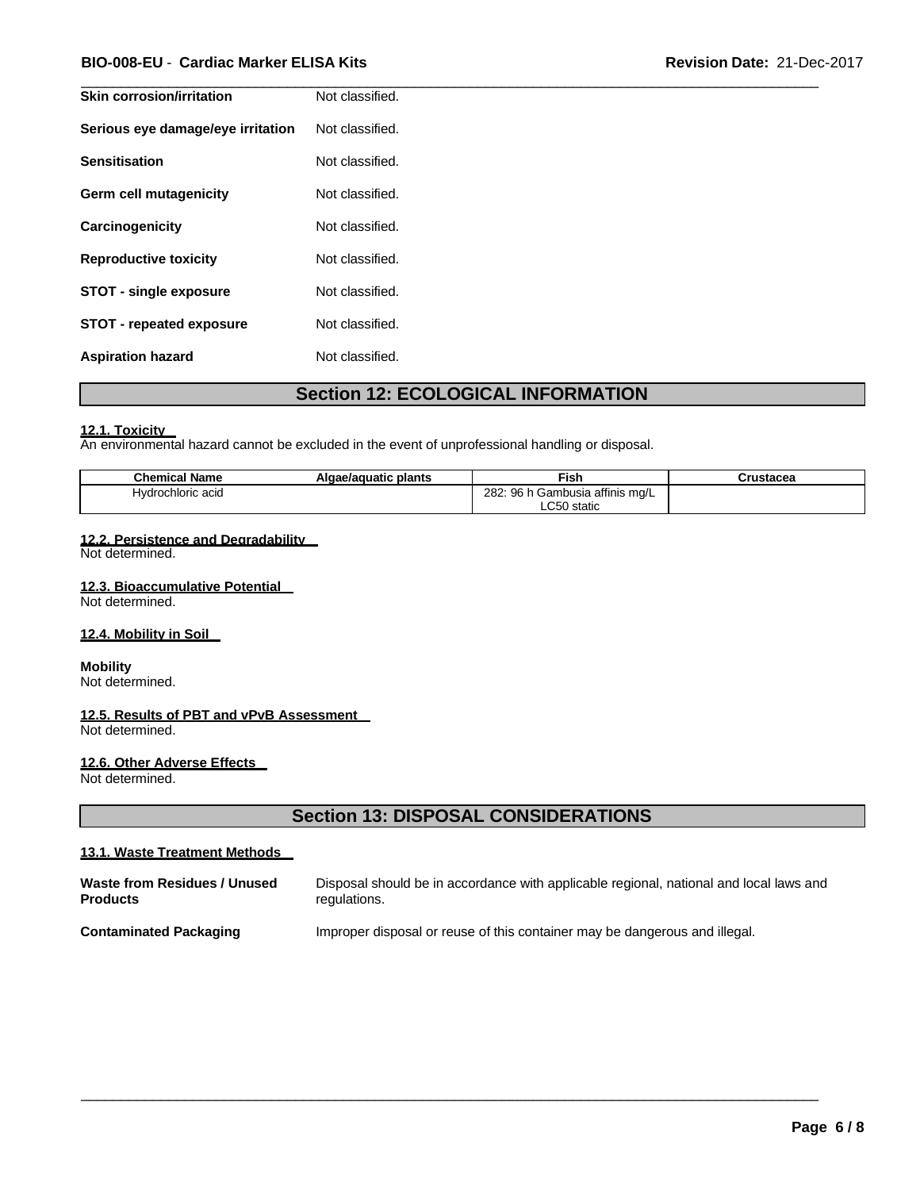| | |
|---|---|
| **Skin corrosion/irritation** | Not classified. |
| **Serious eye damage/eye irritation** | Not classified. |
| **Sensitisation** | Not classified. |
| **Germ cell mutagenicity** | Not classified. |
| **Carcinogenicity** | Not classified. |
| **Reproductive toxicity** | Not classified. |
| **STOT - single exposure** | Not classified. |
| **STOT - repeated exposure** | Not classified. |
| **Aspiration hazard** | Not classified. |

## Section 12: ECOLOGICAL INFORMATION

**12.1. Toxicity**

An environmental hazard cannot be excluded in the event of unprofessional handling or disposal.

| Chemical Name | Algae/aquatic plants | Fish | Crustacea |
|---|---|---|---|
| Hydrochloric acid | | 282: 96 h Gambusia affinis mg/L LC50 static | |

**12.2. Persistence and Degradability**

Not determined.

**12.3. Bioaccumulative Potential**

Not determined.

**12.4. Mobility in Soil**

**Mobility**

Not determined.

**12.5. Results of PBT and vPvB Assessment**

Not determined.

**12.6. Other Adverse Effects**

Not determined.

## Section 13: DISPOSAL CONSIDERATIONS

**13.1. Waste Treatment Methods**

| | |
|---|---|
| **Waste from Residues / Unused Products** | Disposal should be in accordance with applicable regional, national and local laws and regulations. |
| **Contaminated Packaging** | Improper disposal or reuse of this container may be dangerous and illegal. |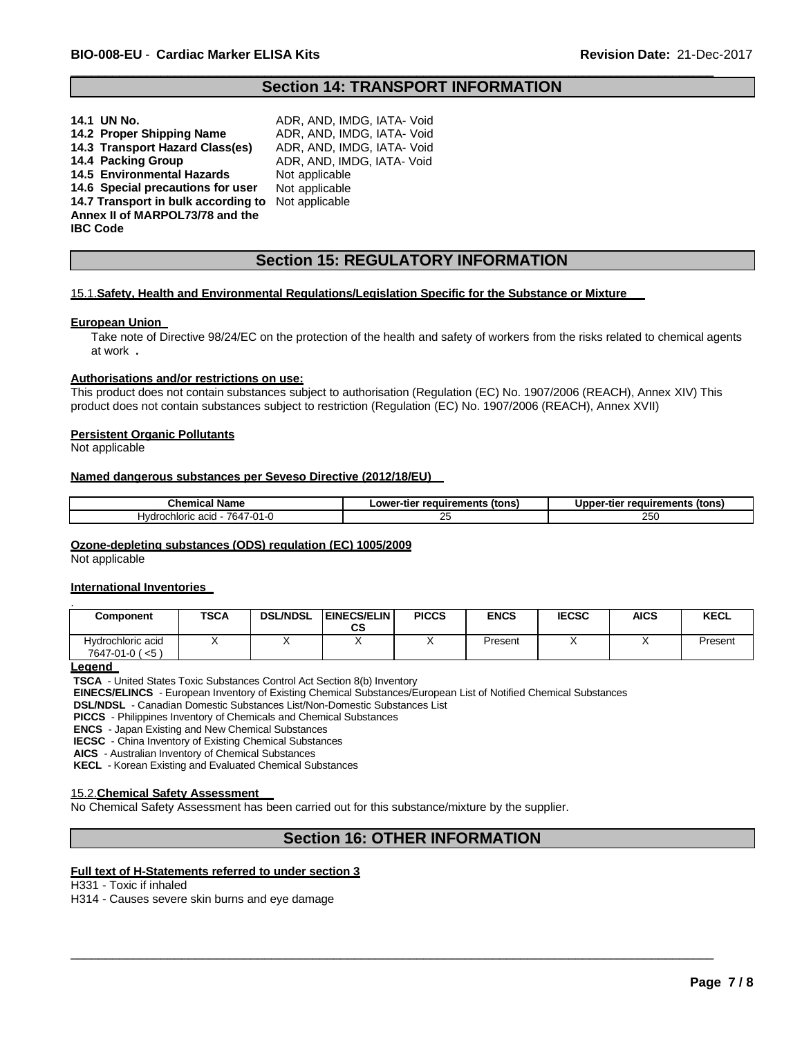## Section 14: TRANSPORT INFORMATION

**14.1 UN No.** ADR, AND, IMDG, IATA- Void
**14.2 Proper Shipping Name** ADR, AND, IMDG, IATA- Void
**14.3 Transport Hazard Class(es)** ADR, AND, IMDG, IATA- Void
**14.4 Packing Group** ADR, AND, IMDG, IATA- Void
**14.5 Environmental Hazards** Not applicable
**14.6 Special precautions for user** Not applicable
**14.7 Transport in bulk according to Annex II of MARPOL73/78 and the IBC Code** Not applicable

## Section 15: REGULATORY INFORMATION

15.1.**Safety, Health and Environmental Regulations/Legislation Specific for the Substance or Mixture**

**European Union**

Take note of Directive 98/24/EC on the protection of the health and safety of workers from the risks related to chemical agents at work **.**

**Authorisations and/or restrictions on use:**

This product does not contain substances subject to authorisation (Regulation (EC) No. 1907/2006 (REACH), Annex XIV) This product does not contain substances subject to restriction (Regulation (EC) No. 1907/2006 (REACH), Annex XVII)

**Persistent Organic Pollutants**

Not applicable

**Named dangerous substances per Seveso Directive (2012/18/EU)**

| Chemical Name | Lower-tier requirements (tons) | Upper-tier requirements (tons) |
|---|---|---|
| Hydrochloric acid - 7647-01-0 | 25 | 250 |

**Ozone-depleting substances (ODS) regulation (EC) 1005/2009**

Not applicable

**International Inventories**

| Component | TSCA | DSL/NDSL | EINECS/ELINCS | PICCS | ENCS | IECSC | AICS | KECL |
|---|---|---|---|---|---|---|---|---|
| Hydrochloric acid 7647-01-0 ( <5 ) | X | X | X | X | Present | X | X | Present |

**Legend**

**TSCA** - United States Toxic Substances Control Act Section 8(b) Inventory
**EINECS/ELINCS** - European Inventory of Existing Chemical Substances/European List of Notified Chemical Substances
**DSL/NDSL** - Canadian Domestic Substances List/Non-Domestic Substances List
**PICCS** - Philippines Inventory of Chemicals and Chemical Substances
**ENCS** - Japan Existing and New Chemical Substances
**IECSC** - China Inventory of Existing Chemical Substances
**AICS** - Australian Inventory of Chemical Substances
**KECL** - Korean Existing and Evaluated Chemical Substances

15.2.**Chemical Safety Assessment**

No Chemical Safety Assessment has been carried out for this substance/mixture by the supplier.

## Section 16: OTHER INFORMATION

**Full text of H-Statements referred to under section 3**

H331 - Toxic if inhaled
H314 - Causes severe skin burns and eye damage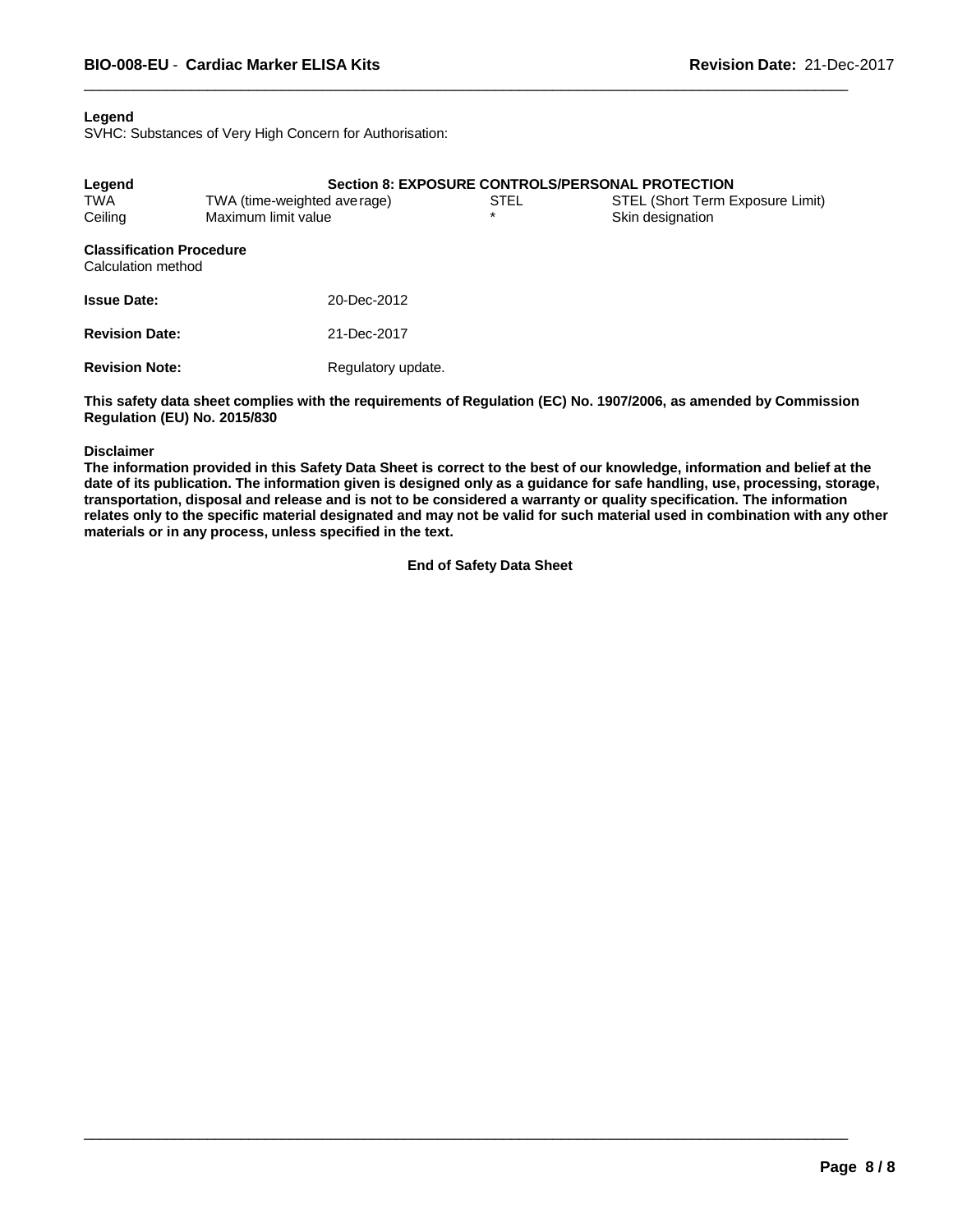**Legend**

SVHC: Substances of Very High Concern for Authorisation:

**Legend** **Section 8: EXPOSURE CONTROLS/PERSONAL PROTECTION**

| | | | |
|---|---|---|---|
| TWA | TWA (time-weighted average) | STEL | STEL (Short Term Exposure Limit) |
| Ceiling | Maximum limit value | * | Skin designation |

**Classification Procedure**

Calculation method

**Issue Date:** 20-Dec-2012

**Revision Date:** 21-Dec-2017

**Revision Note:** Regulatory update.

**This safety data sheet complies with the requirements of Regulation (EC) No. 1907/2006, as amended by Commission Regulation (EU) No. 2015/830**

**Disclaimer**

**The information provided in this Safety Data Sheet is correct to the best of our knowledge, information and belief at the date of its publication. The information given is designed only as a guidance for safe handling, use, processing, storage, transportation, disposal and release and is not to be considered a warranty or quality specification. The information relates only to the specific material designated and may not be valid for such material used in combination with any other materials or in any process, unless specified in the text.**

**End of Safety Data Sheet**